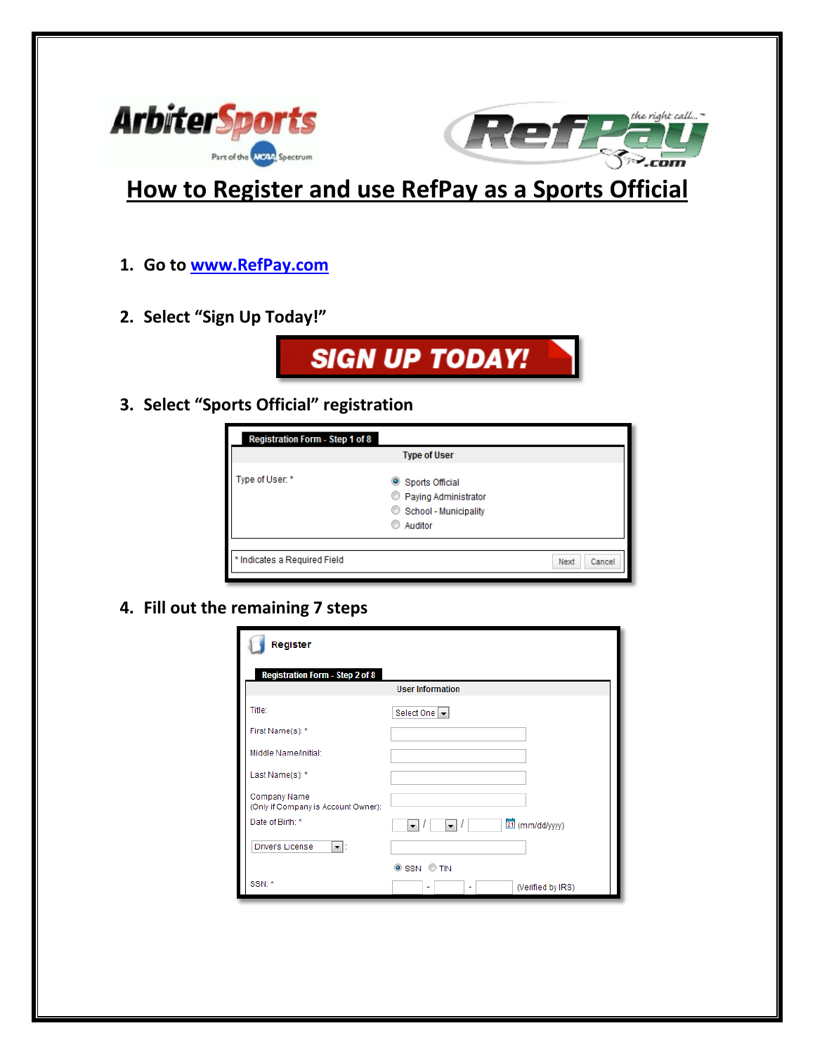# How to Register and use RefPay as a Sports Official

1. Go to www.RefPay.com

2. Select "Sign Up Today!"

SIGN UP TODAY!

3. Select "Sports Official" registration

Registration Form - Step 1 of 8

Type of User

Type of User: *

- Sports Official
- Paying Administrator
- School - Municipality
- Auditor

* Indicates a Required Field

Next Cancel

4. Fill out the remaining 7 steps

Register

Registration Form - Step 2 of 8

User Information

Title: Select One

First Name(s): *

Middle Name/Initial:

Last Name(s): *

Company Name (Only if Company is Account Owner):

Date of Birth: * (mm/dd/yyyy)

Drivers License:

SSN TIN

SSN: * (Verified by IRS)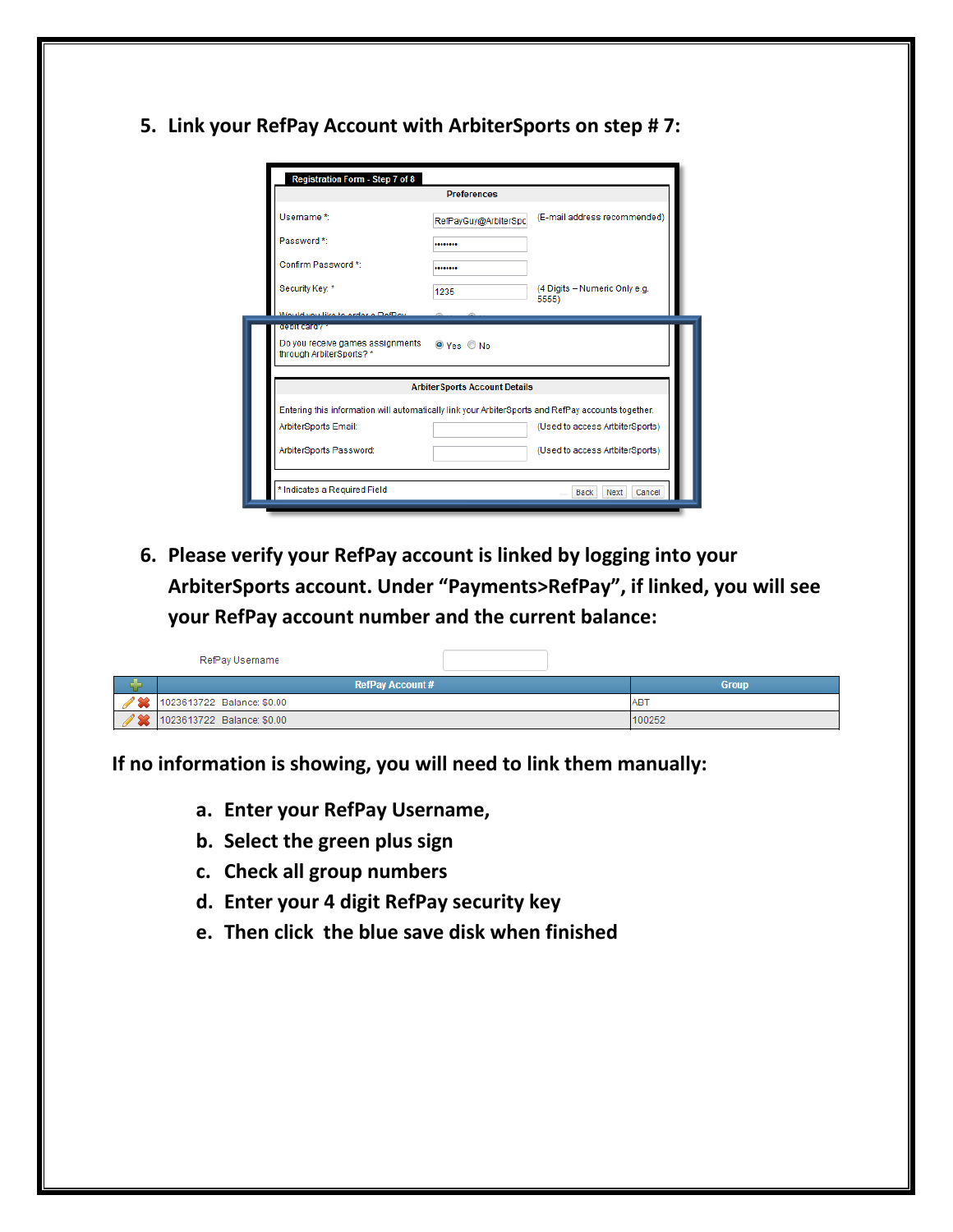5. **Link your RefPay Account with ArbiterSports on step # 7:**

Registration Form - Step 7 of 8

**Preferences**

| | | |
|---|---|---|
| Username *: | RefPayGuy@ArbiterSpo | (E-mail address recommended) |
| Password *: | •••••••• | |
| Confirm Password *: | •••••••• | |
| Security Key: * | 1235 | (4 Digits – Numeric Only e.g. 5555) |
| Would you like to order a RefPay debit card? * | | |
| Do you receive games assignments through ArbiterSports? * | Yes / No | |

**ArbiterSports Account Details**

Entering this information will automatically link your ArbiterSports and RefPay accounts together.

| | | |
|---|---|---|
| ArbiterSports Email: | | (Used to access ArbiterSports) |
| ArbiterSports Password: | | (Used to access ArbiterSports) |

\* Indicates a Required Field — Back | Next | Cancel

6. **Please verify your RefPay account is linked by logging into your ArbiterSports account. Under "Payments>RefPay", if linked, you will see your RefPay account number and the current balance:**

RefPay Username

| | RefPay Account # | Group |
|---|---|---|
| | 1023613722 Balance: $0.00 | ABT |
| | 1023613722 Balance: $0.00 | 100252 |

**If no information is showing, you will need to link them manually:**

a. **Enter your RefPay Username,**
b. **Select the green plus sign**
c. **Check all group numbers**
d. **Enter your 4 digit RefPay security key**
e. **Then click the blue save disk when finished**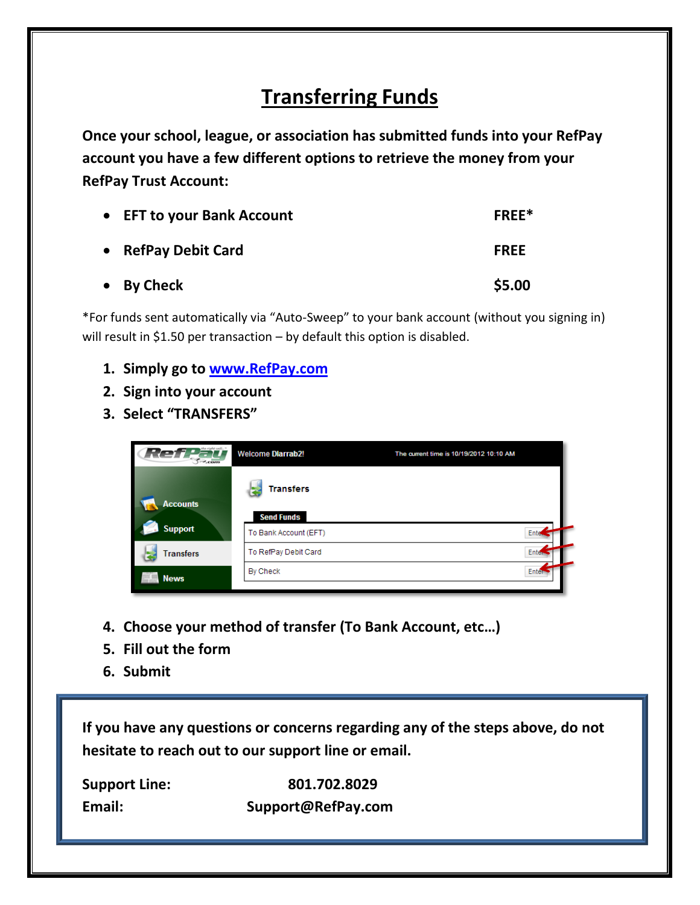# Transferring Funds

**Once your school, league, or association has submitted funds into your RefPay account you have a few different options to retrieve the money from your RefPay Trust Account:**

- **EFT to your Bank Account** **FREE***
- **RefPay Debit Card** **FREE**
- **By Check** **$5.00**

*For funds sent automatically via "Auto-Sweep" to your bank account (without you signing in) will result in $1.50 per transaction – by default this option is disabled.

1. **Simply go to [www.RefPay.com](http://www.RefPay.com)**
2. **Sign into your account**
3. **Select "TRANSFERS"**
4. **Choose your method of transfer (To Bank Account, etc…)**
5. **Fill out the form**
6. **Submit**

**If you have any questions or concerns regarding any of the steps above, do not hesitate to reach out to our support line or email.**

**Support Line:** **801.702.8029**
**Email:** **Support@RefPay.com**